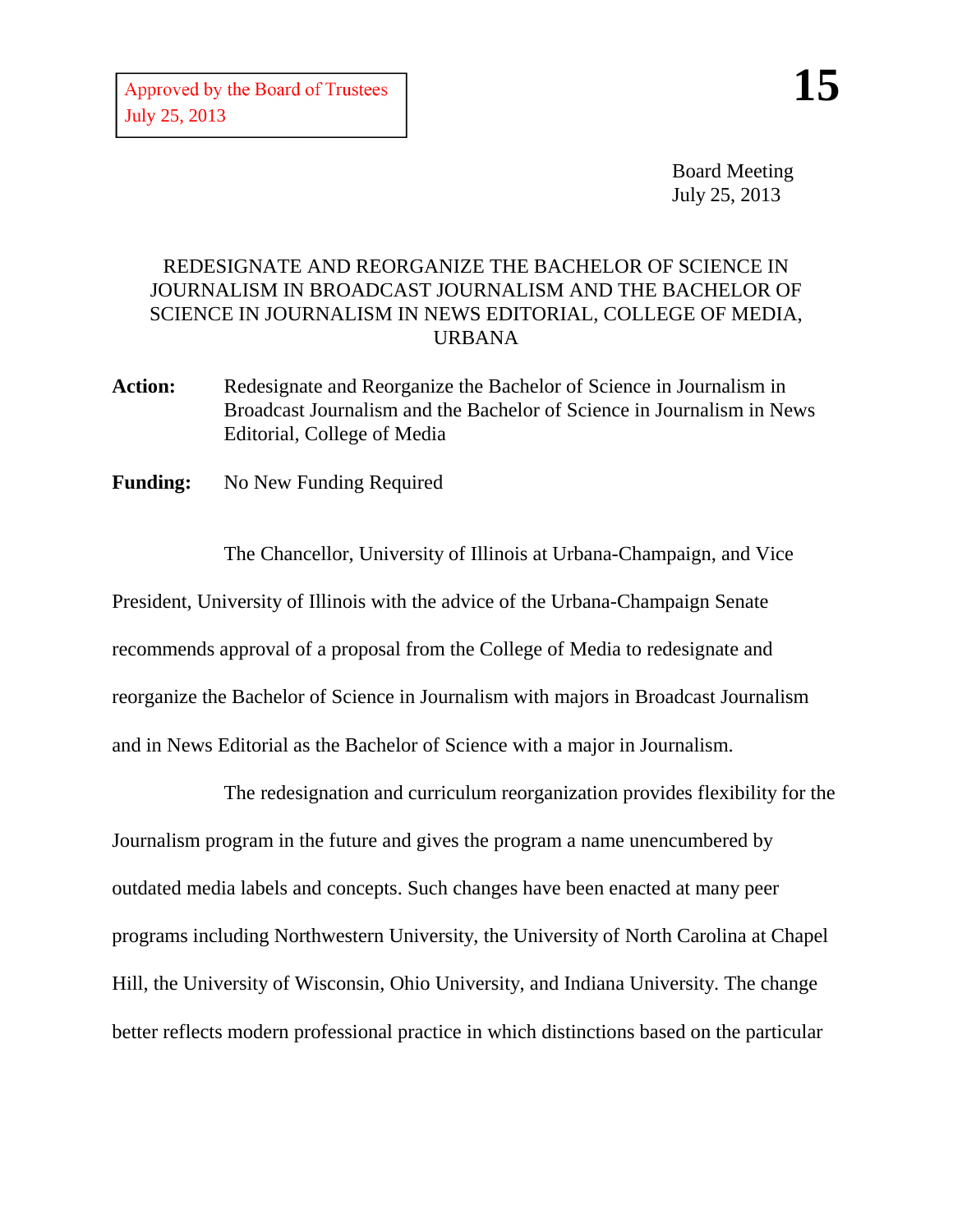Approved by the Board of Trustees
July 25, 2013

Board Meeting
July 25, 2013

# REDESIGNATE AND REORGANIZE THE BACHELOR OF SCIENCE IN JOURNALISM IN BROADCAST JOURNALISM AND THE BACHELOR OF SCIENCE IN JOURNALISM IN NEWS EDITORIAL, COLLEGE OF MEDIA, URBANA

**Action:** Redesignate and Reorganize the Bachelor of Science in Journalism in Broadcast Journalism and the Bachelor of Science in Journalism in News Editorial, College of Media

**Funding:** No New Funding Required

The Chancellor, University of Illinois at Urbana-Champaign, and Vice President, University of Illinois with the advice of the Urbana-Champaign Senate recommends approval of a proposal from the College of Media to redesignate and reorganize the Bachelor of Science in Journalism with majors in Broadcast Journalism and in News Editorial as the Bachelor of Science with a major in Journalism.

The redesignation and curriculum reorganization provides flexibility for the Journalism program in the future and gives the program a name unencumbered by outdated media labels and concepts. Such changes have been enacted at many peer programs including Northwestern University, the University of North Carolina at Chapel Hill, the University of Wisconsin, Ohio University, and Indiana University. The change better reflects modern professional practice in which distinctions based on the particular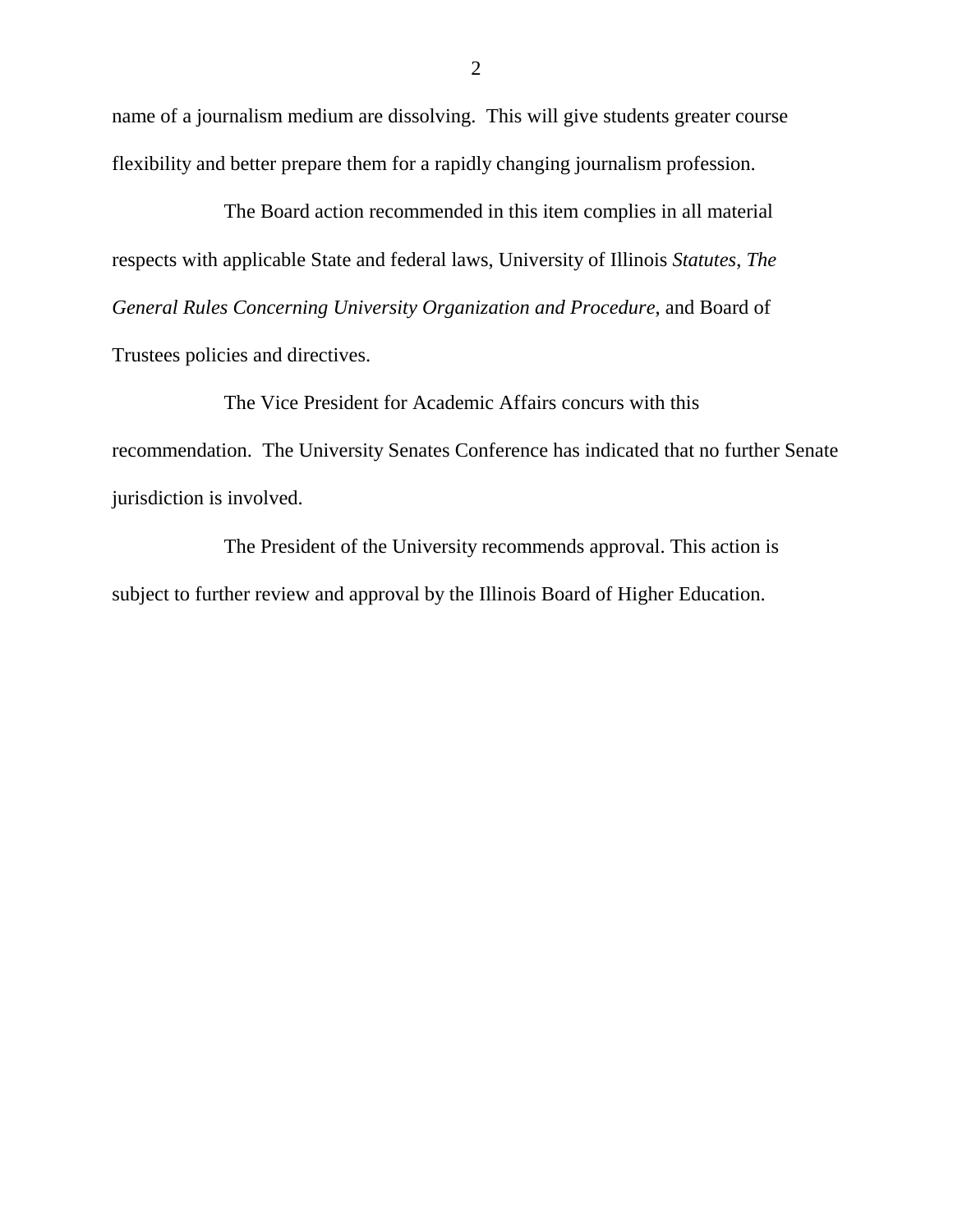name of a journalism medium are dissolving. This will give students greater course flexibility and better prepare them for a rapidly changing journalism profession.

The Board action recommended in this item complies in all material respects with applicable State and federal laws, University of Illinois *Statutes*, *The General Rules Concerning University Organization and Procedure*, and Board of Trustees policies and directives.

The Vice President for Academic Affairs concurs with this recommendation. The University Senates Conference has indicated that no further Senate jurisdiction is involved.

The President of the University recommends approval. This action is subject to further review and approval by the Illinois Board of Higher Education.